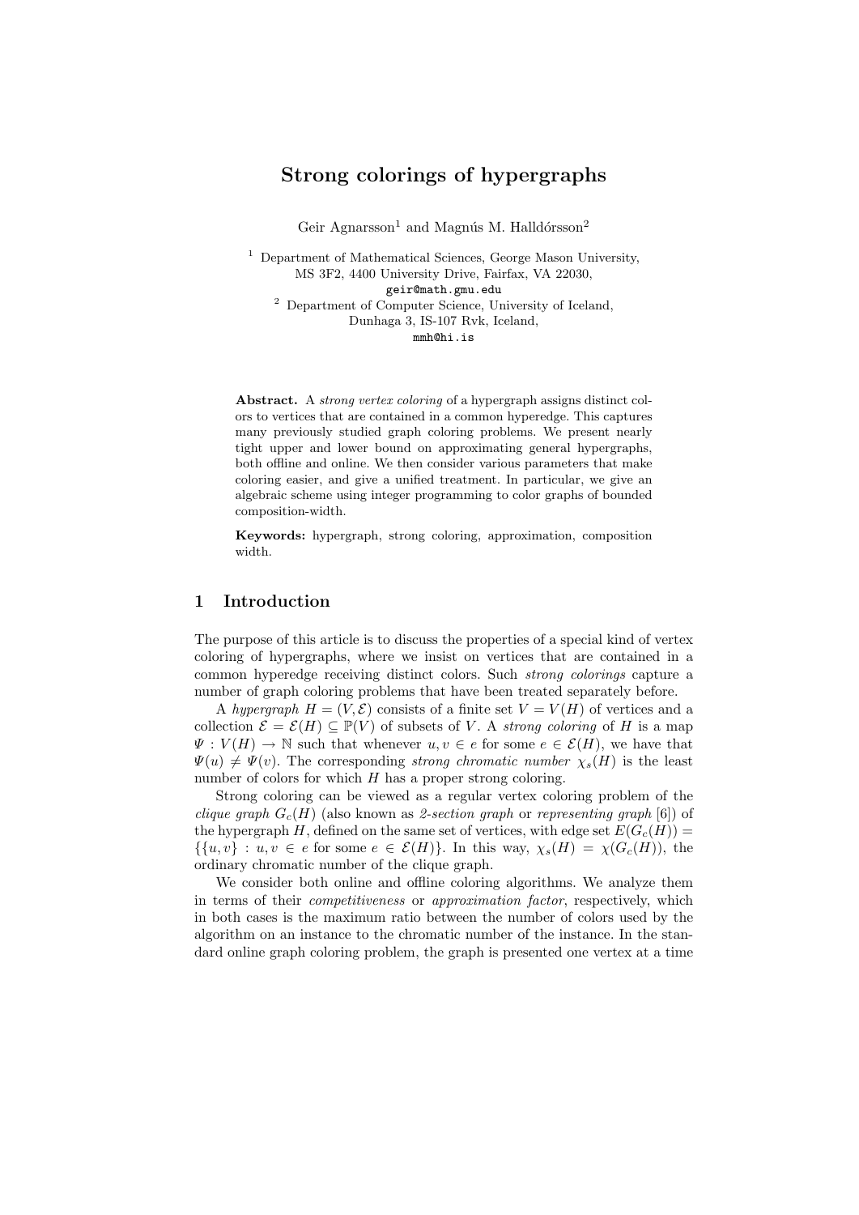# Strong colorings of hypergraphs

Geir Agnarsson[1] and Magnús M. Halldórsson[2]

[1] Department of Mathematical Sciences, George Mason University, MS 3F2, 4400 University Drive, Fairfax, VA 22030, geir@math.gmu.edu

[2] Department of Computer Science, University of Iceland, Dunhaga 3, IS-107 Rvk, Iceland, mmh@hi.is

**Abstract.** A *strong vertex coloring* of a hypergraph assigns distinct colors to vertices that are contained in a common hyperedge. This captures many previously studied graph coloring problems. We present nearly tight upper and lower bound on approximating general hypergraphs, both offline and online. We then consider various parameters that make coloring easier, and give a unified treatment. In particular, we give an algebraic scheme using integer programming to color graphs of bounded composition-width.

**Keywords:** hypergraph, strong coloring, approximation, composition width.

## 1 Introduction

The purpose of this article is to discuss the properties of a special kind of vertex coloring of hypergraphs, where we insist on vertices that are contained in a common hyperedge receiving distinct colors. Such *strong colorings* capture a number of graph coloring problems that have been treated separately before.

A *hypergraph* $H = (V, \mathcal{E})$ consists of a finite set $V = V(H)$ of vertices and a collection $\mathcal{E} = \mathcal{E}(H) \subseteq \mathbb{P}(V)$ of subsets of $V$. A *strong coloring* of $H$ is a map $\Psi : V(H) \to \mathbb{N}$ such that whenever $u, v \in e$ for some $e \in \mathcal{E}(H)$, we have that $\Psi(u) \neq \Psi(v)$. The corresponding *strong chromatic number* $\chi_s(H)$ is the least number of colors for which $H$ has a proper strong coloring.

Strong coloring can be viewed as a regular vertex coloring problem of the *clique graph* $G_c(H)$ (also known as *2-section graph* or *representing graph* [6]) of the hypergraph $H$, defined on the same set of vertices, with edge set $E(G_c(H)) = \{\{u, v\} : u, v \in e \text{ for some } e \in \mathcal{E}(H)\}$. In this way, $\chi_s(H) = \chi(G_c(H))$, the ordinary chromatic number of the clique graph.

We consider both online and offline coloring algorithms. We analyze them in terms of their *competitiveness* or *approximation factor*, respectively, which in both cases is the maximum ratio between the number of colors used by the algorithm on an instance to the chromatic number of the instance. In the standard online graph coloring problem, the graph is presented one vertex at a time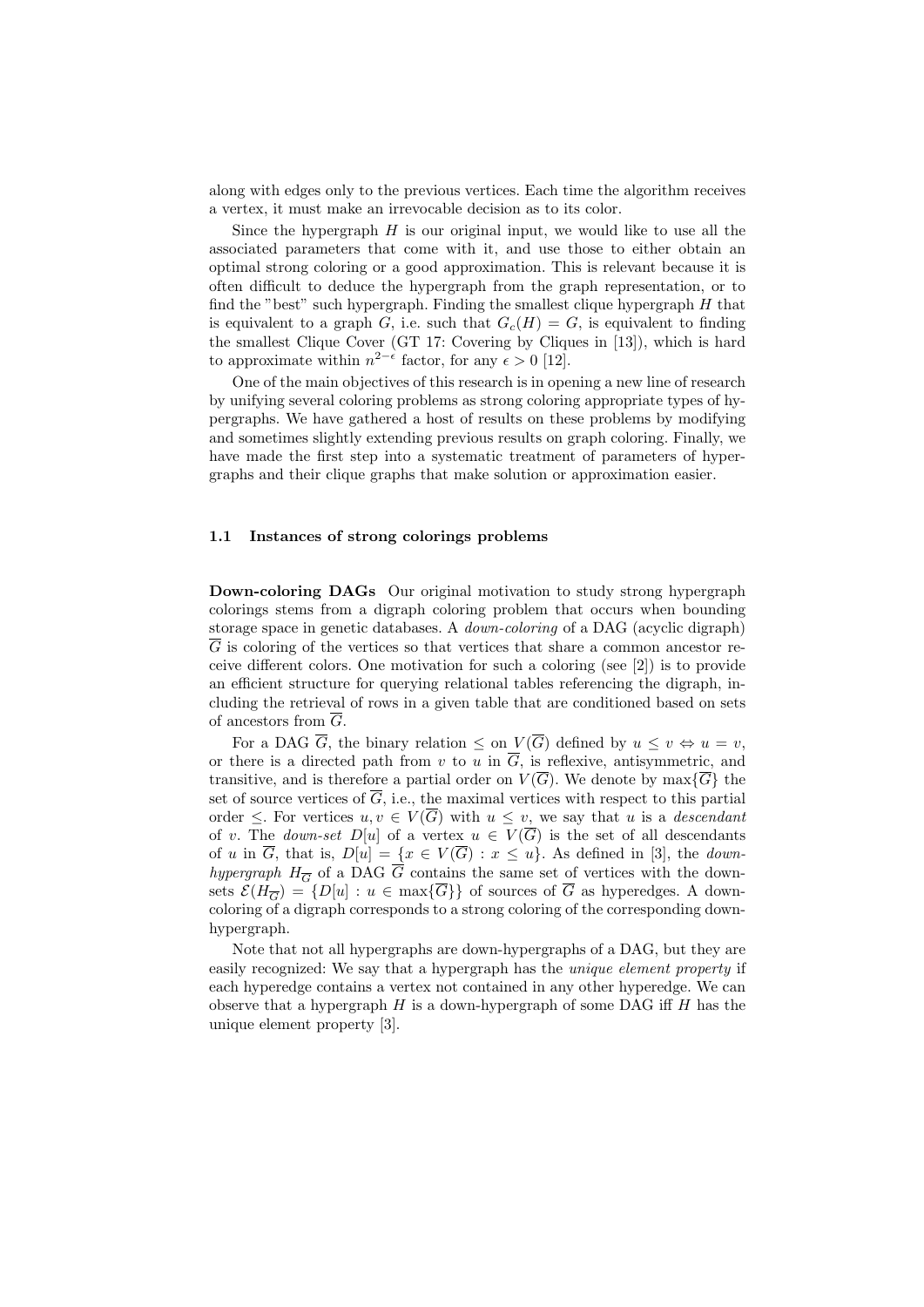along with edges only to the previous vertices. Each time the algorithm receives a vertex, it must make an irrevocable decision as to its color.

Since the hypergraph $H$ is our original input, we would like to use all the associated parameters that come with it, and use those to either obtain an optimal strong coloring or a good approximation. This is relevant because it is often difficult to deduce the hypergraph from the graph representation, or to find the "best" such hypergraph. Finding the smallest clique hypergraph $H$ that is equivalent to a graph $G$, i.e. such that $G_c(H) = G$, is equivalent to finding the smallest Clique Cover (GT 17: Covering by Cliques in [13]), which is hard to approximate within $n^{2-\epsilon}$ factor, for any $\epsilon > 0$ [12].

One of the main objectives of this research is in opening a new line of research by unifying several coloring problems as strong coloring appropriate types of hypergraphs. We have gathered a host of results on these problems by modifying and sometimes slightly extending previous results on graph coloring. Finally, we have made the first step into a systematic treatment of parameters of hypergraphs and their clique graphs that make solution or approximation easier.

### 1.1 Instances of strong colorings problems

**Down-coloring DAGs** Our original motivation to study strong hypergraph colorings stems from a digraph coloring problem that occurs when bounding storage space in genetic databases. A *down-coloring* of a DAG (acyclic digraph) $\overline{G}$ is coloring of the vertices so that vertices that share a common ancestor receive different colors. One motivation for such a coloring (see [2]) is to provide an efficient structure for querying relational tables referencing the digraph, including the retrieval of rows in a given table that are conditioned based on sets of ancestors from $\overline{G}$.

For a DAG $\overline{G}$, the binary relation $\leq$ on $V(\overline{G})$ defined by $u \leq v \Leftrightarrow u = v$, or there is a directed path from $v$ to $u$ in $\overline{G}$, is reflexive, antisymmetric, and transitive, and is therefore a partial order on $V(\overline{G})$. We denote by $\max\{\overline{G}\}$ the set of source vertices of $\overline{G}$, i.e., the maximal vertices with respect to this partial order $\leq$. For vertices $u, v \in V(\overline{G})$ with $u \leq v$, we say that $u$ is a *descendant* of $v$. The *down-set* $D[u]$ of a vertex $u \in V(\overline{G})$ is the set of all descendants of $u$ in $\overline{G}$, that is, $D[u] = \{x \in V(\overline{G}) : x \leq u\}$. As defined in [3], the *down-hypergraph* $H_{\overline{G}}$ of a DAG $\overline{G}$ contains the same set of vertices with the down-sets $\mathcal{E}(H_{\overline{G}}) = \{D[u] : u \in \max\{\overline{G}\}\}$ of sources of $\overline{G}$ as hyperedges. A down-coloring of a digraph corresponds to a strong coloring of the corresponding down-hypergraph.

Note that not all hypergraphs are down-hypergraphs of a DAG, but they are easily recognized: We say that a hypergraph has the *unique element property* if each hyperedge contains a vertex not contained in any other hyperedge. We can observe that a hypergraph $H$ is a down-hypergraph of some DAG iff $H$ has the unique element property [3].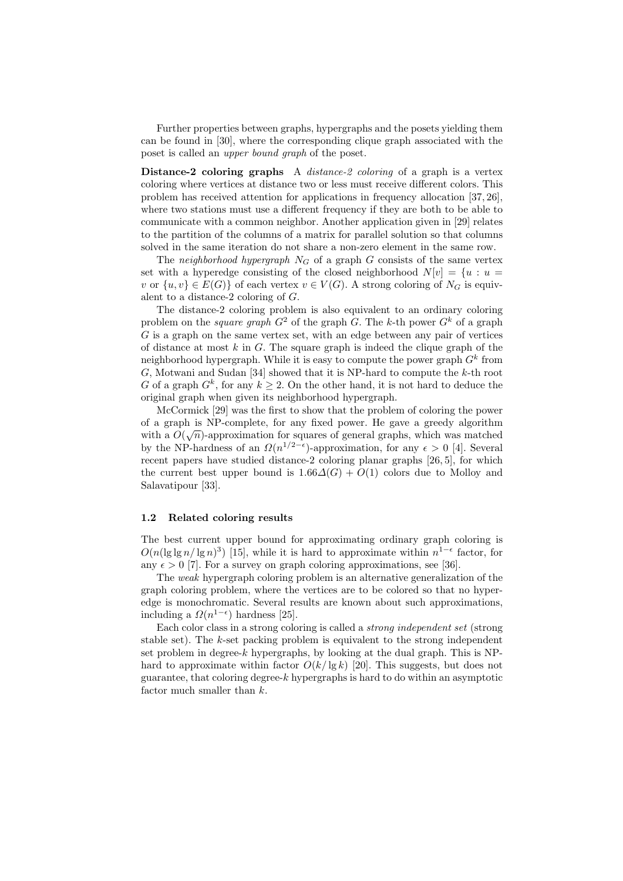Further properties between graphs, hypergraphs and the posets yielding them can be found in [30], where the corresponding clique graph associated with the poset is called an *upper bound graph* of the poset.

**Distance-2 coloring graphs** A *distance-2 coloring* of a graph is a vertex coloring where vertices at distance two or less must receive different colors. This problem has received attention for applications in frequency allocation [37, 26], where two stations must use a different frequency if they are both to be able to communicate with a common neighbor. Another application given in [29] relates to the partition of the columns of a matrix for parallel solution so that columns solved in the same iteration do not share a non-zero element in the same row.

The *neighborhood hypergraph* $N_G$ of a graph $G$ consists of the same vertex set with a hyperedge consisting of the closed neighborhood $N[v] = \{u : u = v \text{ or } \{u, v\} \in E(G)\}$ of each vertex $v \in V(G)$. A strong coloring of $N_G$ is equivalent to a distance-2 coloring of $G$.

The distance-2 coloring problem is also equivalent to an ordinary coloring problem on the *square graph* $G^2$ of the graph $G$. The $k$-th power $G^k$ of a graph $G$ is a graph on the same vertex set, with an edge between any pair of vertices of distance at most $k$ in $G$. The square graph is indeed the clique graph of the neighborhood hypergraph. While it is easy to compute the power graph $G^k$ from $G$, Motwani and Sudan [34] showed that it is NP-hard to compute the $k$-th root $G$ of a graph $G^k$, for any $k \geq 2$. On the other hand, it is not hard to deduce the original graph when given its neighborhood hypergraph.

McCormick [29] was the first to show that the problem of coloring the power of a graph is NP-complete, for any fixed power. He gave a greedy algorithm with a $O(\sqrt{n})$-approximation for squares of general graphs, which was matched by the NP-hardness of an $\Omega(n^{1/2-\epsilon})$-approximation, for any $\epsilon > 0$ [4]. Several recent papers have studied distance-2 coloring planar graphs [26, 5], for which the current best upper bound is $1.66\Delta(G) + O(1)$ colors due to Molloy and Salavatipour [33].

### 1.2 Related coloring results

The best current upper bound for approximating ordinary graph coloring is $O(n(\lg\lg n/\lg n)^3)$ [15], while it is hard to approximate within $n^{1-\epsilon}$ factor, for any $\epsilon > 0$ [7]. For a survey on graph coloring approximations, see [36].

The *weak* hypergraph coloring problem is an alternative generalization of the graph coloring problem, where the vertices are to be colored so that no hyperedge is monochromatic. Several results are known about such approximations, including a $\Omega(n^{1-\epsilon})$ hardness [25].

Each color class in a strong coloring is called a *strong independent set* (strong stable set). The $k$-set packing problem is equivalent to the strong independent set problem in degree-$k$ hypergraphs, by looking at the dual graph. This is NP-hard to approximate within factor $O(k/\lg k)$ [20]. This suggests, but does not guarantee, that coloring degree-$k$ hypergraphs is hard to do within an asymptotic factor much smaller than $k$.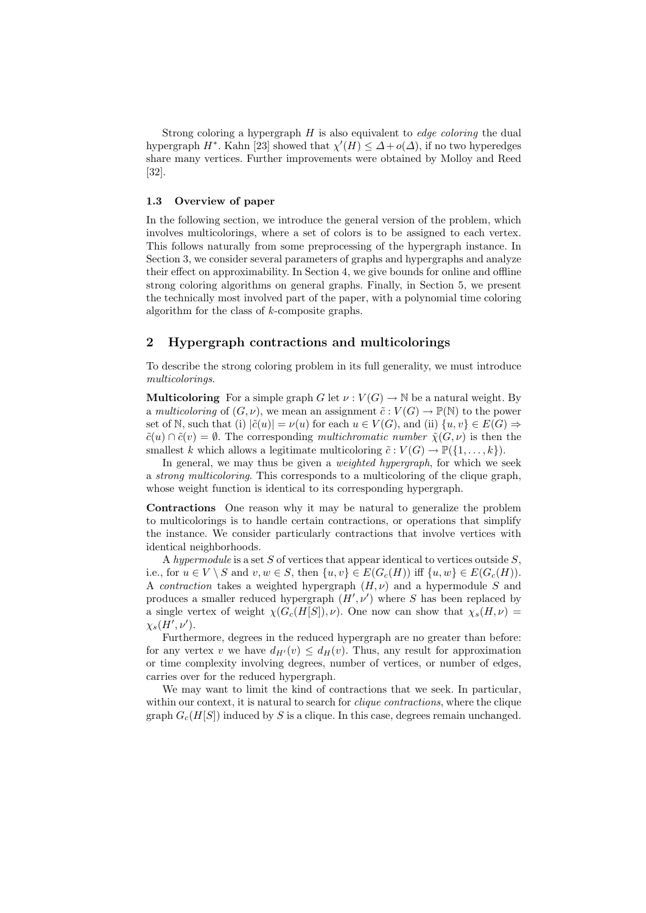Strong coloring a hypergraph $H$ is also equivalent to *edge coloring* the dual hypergraph $H^*$. Kahn [23] showed that $\chi'(H) \leq \Delta + o(\Delta)$, if no two hyperedges share many vertices. Further improvements were obtained by Molloy and Reed [32].

### 1.3 Overview of paper

In the following section, we introduce the general version of the problem, which involves multicolorings, where a set of colors is to be assigned to each vertex. This follows naturally from some preprocessing of the hypergraph instance. In Section 3, we consider several parameters of graphs and hypergraphs and analyze their effect on approximability. In Section 4, we give bounds for online and offline strong coloring algorithms on general graphs. Finally, in Section 5, we present the technically most involved part of the paper, with a polynomial time coloring algorithm for the class of $k$-composite graphs.

## 2 Hypergraph contractions and multicolorings

To describe the strong coloring problem in its full generality, we must introduce *multicolorings*.

**Multicoloring** For a simple graph $G$ let $\nu : V(G) \to \mathbb{N}$ be a natural weight. By a *multicoloring* of $(G, \nu)$, we mean an assignment $\tilde{c} : V(G) \to \mathbb{P}(\mathbb{N})$ to the power set of $\mathbb{N}$, such that (i) $|\tilde{c}(u)| = \nu(u)$ for each $u \in V(G)$, and (ii) $\{u, v\} \in E(G) \Rightarrow \tilde{c}(u) \cap \tilde{c}(v) = \emptyset$. The corresponding *multichromatic number* $\tilde{\chi}(G, \nu)$ is then the smallest $k$ which allows a legitimate multicoloring $\tilde{c} : V(G) \to \mathbb{P}(\{1, \ldots, k\})$.

In general, we may thus be given a *weighted hypergraph*, for which we seek a *strong multicoloring*. This corresponds to a multicoloring of the clique graph, whose weight function is identical to its corresponding hypergraph.

**Contractions** One reason why it may be natural to generalize the problem to multicolorings is to handle certain contractions, or operations that simplify the instance. We consider particularly contractions that involve vertices with identical neighborhoods.

A *hypermodule* is a set $S$ of vertices that appear identical to vertices outside $S$, i.e., for $u \in V \setminus S$ and $v, w \in S$, then $\{u, v\} \in E(G_c(H))$ iff $\{u, w\} \in E(G_c(H))$. A *contraction* takes a weighted hypergraph $(H, \nu)$ and a hypermodule $S$ and produces a smaller reduced hypergraph $(H', \nu')$ where $S$ has been replaced by a single vertex of weight $\chi(G_c(H[S]), \nu)$. One now can show that $\chi_s(H, \nu) = \chi_s(H', \nu')$.

Furthermore, degrees in the reduced hypergraph are no greater than before: for any vertex $v$ we have $d_{H'}(v) \leq d_H(v)$. Thus, any result for approximation or time complexity involving degrees, number of vertices, or number of edges, carries over for the reduced hypergraph.

We may want to limit the kind of contractions that we seek. In particular, within our context, it is natural to search for *clique contractions*, where the clique graph $G_c(H[S])$ induced by $S$ is a clique. In this case, degrees remain unchanged.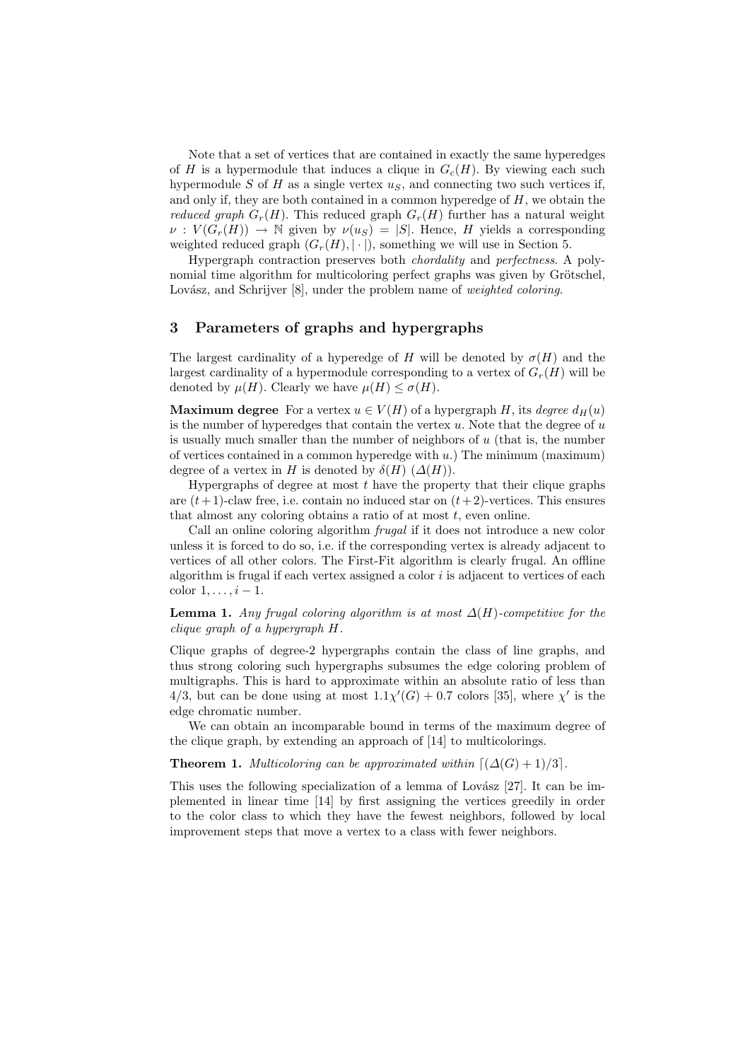Note that a set of vertices that are contained in exactly the same hyperedges of $H$ is a hypermodule that induces a clique in $G_c(H)$. By viewing each such hypermodule $S$ of $H$ as a single vertex $u_S$, and connecting two such vertices if, and only if, they are both contained in a common hyperedge of $H$, we obtain the *reduced graph* $G_r(H)$. This reduced graph $G_r(H)$ further has a natural weight $\nu : V(G_r(H)) \to \mathbb{N}$ given by $\nu(u_S) = |S|$. Hence, $H$ yields a corresponding weighted reduced graph $(G_r(H), |\cdot|)$, something we will use in Section 5.

Hypergraph contraction preserves both *chordality* and *perfectness*. A polynomial time algorithm for multicoloring perfect graphs was given by Grötschel, Lovász, and Schrijver [8], under the problem name of *weighted coloring*.

## 3 Parameters of graphs and hypergraphs

The largest cardinality of a hyperedge of $H$ will be denoted by $\sigma(H)$ and the largest cardinality of a hypermodule corresponding to a vertex of $G_r(H)$ will be denoted by $\mu(H)$. Clearly we have $\mu(H) \leq \sigma(H)$.

**Maximum degree** For a vertex $u \in V(H)$ of a hypergraph $H$, its *degree* $d_H(u)$ is the number of hyperedges that contain the vertex $u$. Note that the degree of $u$ is usually much smaller than the number of neighbors of $u$ (that is, the number of vertices contained in a common hyperedge with $u$.) The minimum (maximum) degree of a vertex in $H$ is denoted by $\delta(H)$ ($\Delta(H)$).

Hypergraphs of degree at most $t$ have the property that their clique graphs are $(t+1)$-claw free, i.e. contain no induced star on $(t+2)$-vertices. This ensures that almost any coloring obtains a ratio of at most $t$, even online.

Call an online coloring algorithm *frugal* if it does not introduce a new color unless it is forced to do so, i.e. if the corresponding vertex is already adjacent to vertices of all other colors. The First-Fit algorithm is clearly frugal. An offline algorithm is frugal if each vertex assigned a color $i$ is adjacent to vertices of each color $1, \ldots, i-1$.

**Lemma 1.** *Any frugal coloring algorithm is at most $\Delta(H)$-competitive for the clique graph of a hypergraph $H$.*

Clique graphs of degree-2 hypergraphs contain the class of line graphs, and thus strong coloring such hypergraphs subsumes the edge coloring problem of multigraphs. This is hard to approximate within an absolute ratio of less than $4/3$, but can be done using at most $1.1\chi'(G) + 0.7$ colors [35], where $\chi'$ is the edge chromatic number.

We can obtain an incomparable bound in terms of the maximum degree of the clique graph, by extending an approach of [14] to multicolorings.

**Theorem 1.** *Multicoloring can be approximated within $\lceil (\Delta(G) + 1)/3 \rceil$.*

This uses the following specialization of a lemma of Lovász [27]. It can be implemented in linear time [14] by first assigning the vertices greedily in order to the color class to which they have the fewest neighbors, followed by local improvement steps that move a vertex to a class with fewer neighbors.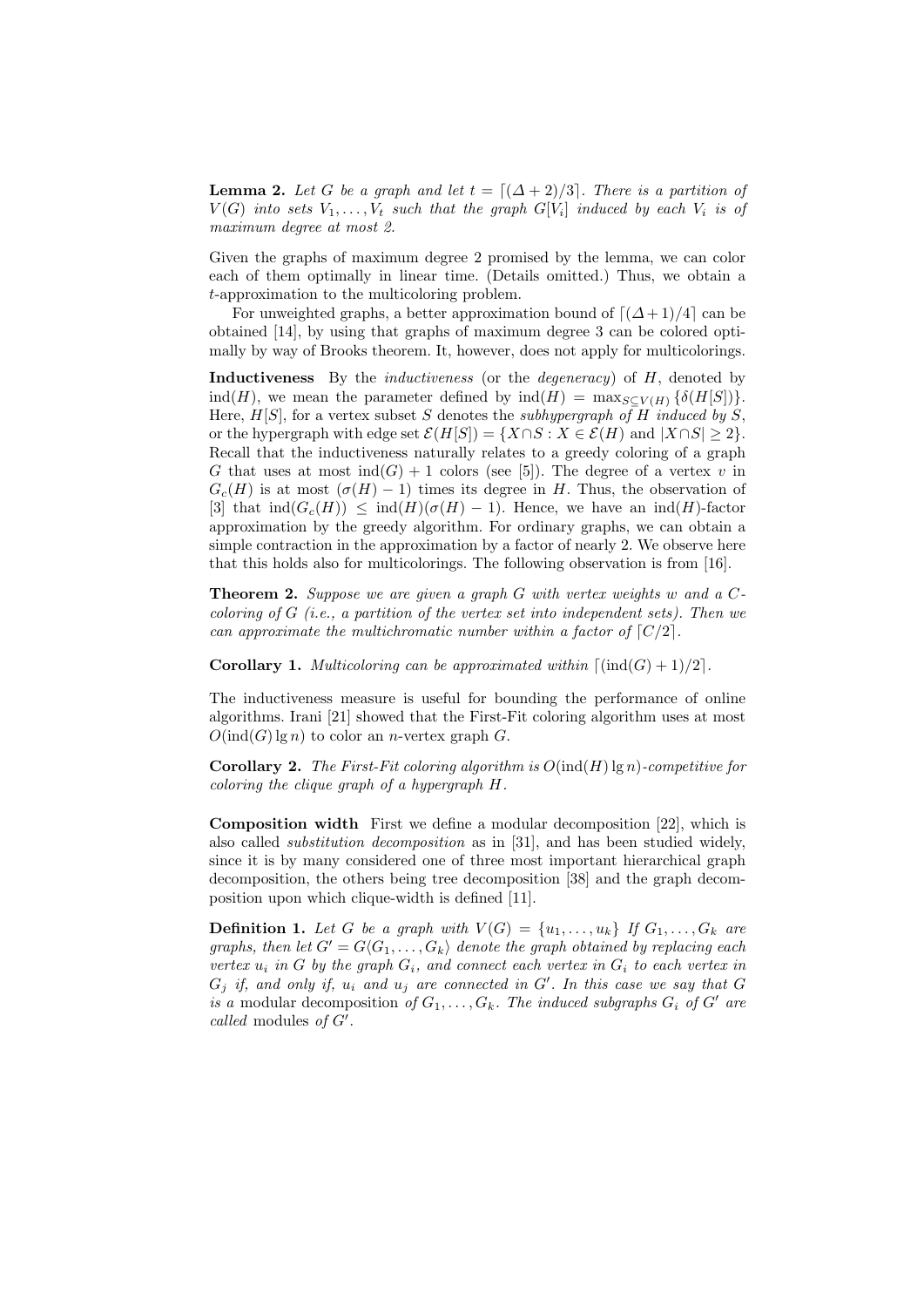**Lemma 2.** *Let $G$ be a graph and let $t = \lceil (\Delta + 2)/3 \rceil$. There is a partition of $V(G)$ into sets $V_1, \ldots, V_t$ such that the graph $G[V_i]$ induced by each $V_i$ is of maximum degree at most 2.*

Given the graphs of maximum degree 2 promised by the lemma, we can color each of them optimally in linear time. (Details omitted.) Thus, we obtain a $t$-approximation to the multicoloring problem.

For unweighted graphs, a better approximation bound of $\lceil (\Delta+1)/4 \rceil$ can be obtained [14], by using that graphs of maximum degree 3 can be colored optimally by way of Brooks theorem. It, however, does not apply for multicolorings.

**Inductiveness** By the *inductiveness* (or the *degeneracy*) of $H$, denoted by $\text{ind}(H)$, we mean the parameter defined by $\text{ind}(H) = \max_{S \subseteq V(H)} \{\delta(H[S])\}$. Here, $H[S]$, for a vertex subset $S$ denotes the *subhypergraph of $H$ induced by $S$*, or the hypergraph with edge set $\mathcal{E}(H[S]) = \{X \cap S : X \in \mathcal{E}(H) \text{ and } |X \cap S| \geq 2\}$. Recall that the inductiveness naturally relates to a greedy coloring of a graph $G$ that uses at most $\text{ind}(G) + 1$ colors (see [5]). The degree of a vertex $v$ in $G_c(H)$ is at most $(\sigma(H) - 1)$ times its degree in $H$. Thus, the observation of [3] that $\text{ind}(G_c(H)) \leq \text{ind}(H)(\sigma(H) - 1)$. Hence, we have an $\text{ind}(H)$-factor approximation by the greedy algorithm. For ordinary graphs, we can obtain a simple contraction in the approximation by a factor of nearly 2. We observe here that this holds also for multicolorings. The following observation is from [16].

**Theorem 2.** *Suppose we are given a graph $G$ with vertex weights $w$ and a $C$-coloring of $G$ (i.e., a partition of the vertex set into independent sets). Then we can approximate the multichromatic number within a factor of $\lceil C/2 \rceil$.*

**Corollary 1.** *Multicoloring can be approximated within $\lceil (\text{ind}(G) + 1)/2 \rceil$.*

The inductiveness measure is useful for bounding the performance of online algorithms. Irani [21] showed that the First-Fit coloring algorithm uses at most $O(\text{ind}(G) \lg n)$ to color an $n$-vertex graph $G$.

**Corollary 2.** *The First-Fit coloring algorithm is $O(\text{ind}(H) \lg n)$-competitive for coloring the clique graph of a hypergraph $H$.*

**Composition width** First we define a modular decomposition [22], which is also called *substitution decomposition* as in [31], and has been studied widely, since it is by many considered one of three most important hierarchical graph decomposition, the others being tree decomposition [38] and the graph decomposition upon which clique-width is defined [11].

**Definition 1.** *Let $G$ be a graph with $V(G) = \{u_1, \ldots, u_k\}$ If $G_1, \ldots, G_k$ are graphs, then let $G' = G\langle G_1, \ldots, G_k \rangle$ denote the graph obtained by replacing each vertex $u_i$ in $G$ by the graph $G_i$, and connect each vertex in $G_i$ to each vertex in $G_j$ if, and only if, $u_i$ and $u_j$ are connected in $G'$. In this case we say that $G$ is a* modular decomposition *of $G_1, \ldots, G_k$. The induced subgraphs $G_i$ of $G'$ are called* modules *of $G'$.*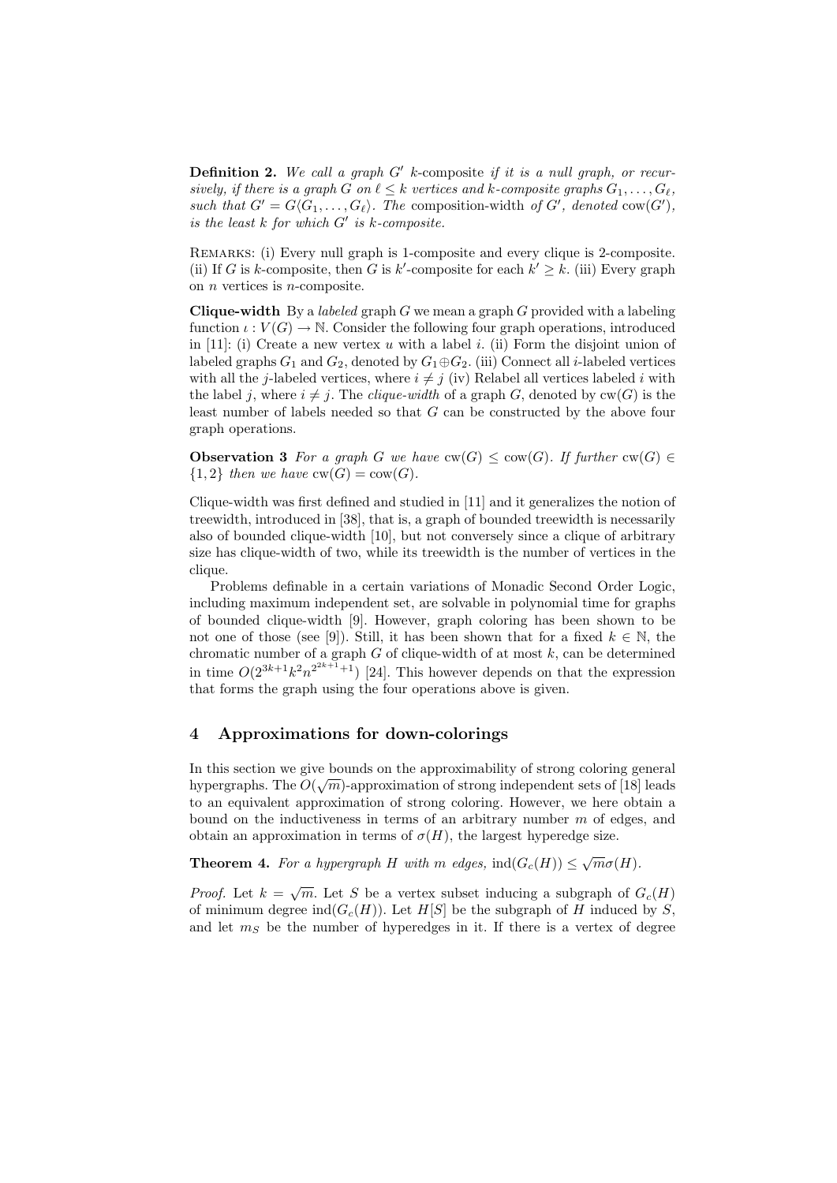**Definition 2.** *We call a graph $G'$ $k$-*composite *if it is a null graph, or recursively, if there is a graph $G$ on $\ell \leq k$ vertices and $k$-composite graphs $G_1, \ldots, G_\ell$, such that $G' = G\langle G_1, \ldots, G_\ell \rangle$. The* composition-width *of $G'$, denoted* $\mathrm{cow}(G')$, *is the least $k$ for which $G'$ is $k$-composite.*

Remarks: (i) Every null graph is 1-composite and every clique is 2-composite. (ii) If $G$ is $k$-composite, then $G$ is $k'$-composite for each $k' \geq k$. (iii) Every graph on $n$ vertices is $n$-composite.

**Clique-width** By a *labeled* graph $G$ we mean a graph $G$ provided with a labeling function $\iota : V(G) \to \mathbb{N}$. Consider the following four graph operations, introduced in [11]: (i) Create a new vertex $u$ with a label $i$. (ii) Form the disjoint union of labeled graphs $G_1$ and $G_2$, denoted by $G_1 \oplus G_2$. (iii) Connect all $i$-labeled vertices with all the $j$-labeled vertices, where $i \neq j$ (iv) Relabel all vertices labeled $i$ with the label $j$, where $i \neq j$. The *clique-width* of a graph $G$, denoted by $\mathrm{cw}(G)$ is the least number of labels needed so that $G$ can be constructed by the above four graph operations.

**Observation 3** *For a graph $G$ we have $\mathrm{cw}(G) \leq \mathrm{cow}(G)$. If further $\mathrm{cw}(G) \in \{1, 2\}$ then we have $\mathrm{cw}(G) = \mathrm{cow}(G)$.*

Clique-width was first defined and studied in [11] and it generalizes the notion of treewidth, introduced in [38], that is, a graph of bounded treewidth is necessarily also of bounded clique-width [10], but not conversely since a clique of arbitrary size has clique-width of two, while its treewidth is the number of vertices in the clique.

Problems definable in a certain variations of Monadic Second Order Logic, including maximum independent set, are solvable in polynomial time for graphs of bounded clique-width [9]. However, graph coloring has been shown to be not one of those (see [9]). Still, it has been shown that for a fixed $k \in \mathbb{N}$, the chromatic number of a graph $G$ of clique-width of at most $k$, can be determined in time $O(2^{3k+1}k^2 n^{2^{2k+1}+1})$ [24]. This however depends on that the expression that forms the graph using the four operations above is given.

## 4 Approximations for down-colorings

In this section we give bounds on the approximability of strong coloring general hypergraphs. The $O(\sqrt{m})$-approximation of strong independent sets of [18] leads to an equivalent approximation of strong coloring. However, we here obtain a bound on the inductiveness in terms of an arbitrary number $m$ of edges, and obtain an approximation in terms of $\sigma(H)$, the largest hyperedge size.

**Theorem 4.** *For a hypergraph $H$ with $m$ edges, $\mathrm{ind}(G_c(H)) \leq \sqrt{m}\sigma(H)$.*

*Proof.* Let $k = \sqrt{m}$. Let $S$ be a vertex subset inducing a subgraph of $G_c(H)$ of minimum degree $\mathrm{ind}(G_c(H))$. Let $H[S]$ be the subgraph of $H$ induced by $S$, and let $m_S$ be the number of hyperedges in it. If there is a vertex of degree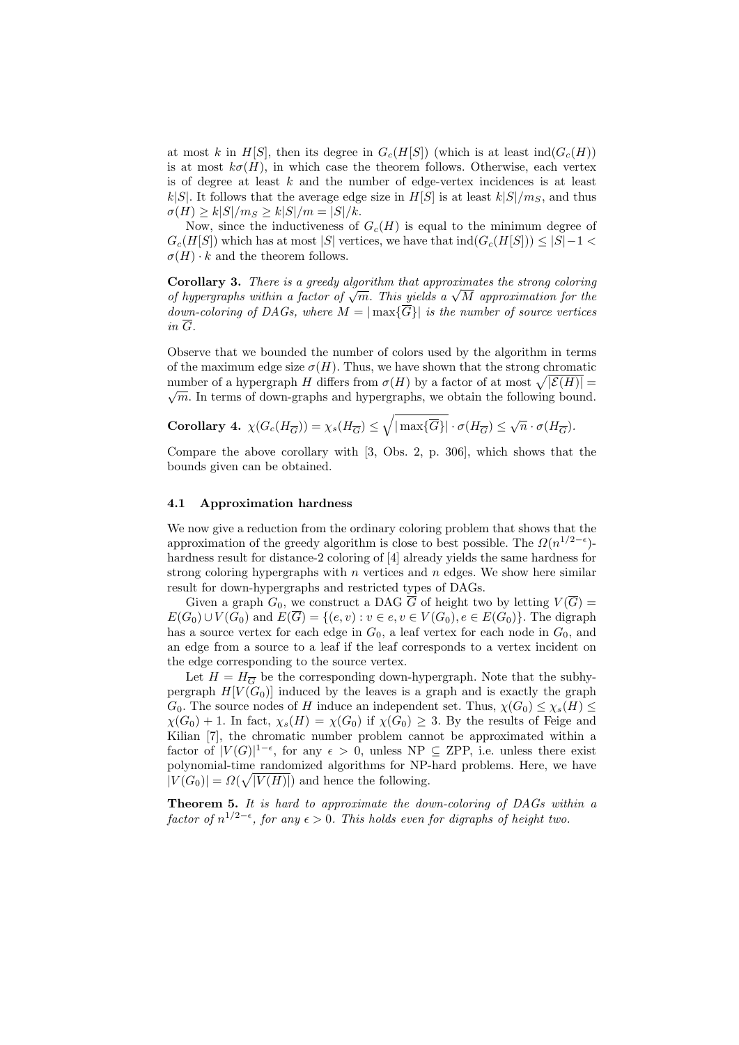at most $k$ in $H[S]$, then its degree in $G_c(H[S])$ (which is at least $\text{ind}(G_c(H))$ is at most $k\sigma(H)$, in which case the theorem follows. Otherwise, each vertex is of degree at least $k$ and the number of edge-vertex incidences is at least $k|S|$. It follows that the average edge size in $H[S]$ is at least $k|S|/m_S$, and thus $\sigma(H) \geq k|S|/m_S \geq k|S|/m = |S|/k$.

Now, since the inductiveness of $G_c(H)$ is equal to the minimum degree of $G_c(H[S])$ which has at most $|S|$ vertices, we have that $\text{ind}(G_c(H[S])) \leq |S| - 1 < \sigma(H) \cdot k$ and the theorem follows.

**Corollary 3.** *There is a greedy algorithm that approximates the strong coloring of hypergraphs within a factor of $\sqrt{m}$. This yields a $\sqrt{M}$ approximation for the down-coloring of DAGs, where $M = |\max\{\overline{G}\}|$ is the number of source vertices in $\overline{G}$.*

Observe that we bounded the number of colors used by the algorithm in terms of the maximum edge size $\sigma(H)$. Thus, we have shown that the strong chromatic number of a hypergraph $H$ differs from $\sigma(H)$ by a factor of at most $\sqrt{|\mathcal{E}(H)|} = \sqrt{m}$. In terms of down-graphs and hypergraphs, we obtain the following bound.

**Corollary 4.** $\chi(G_c(H_{\overline{G}})) = \chi_s(H_{\overline{G}}) \leq \sqrt{|\max\{\overline{G}\}|} \cdot \sigma(H_{\overline{G}}) \leq \sqrt{n} \cdot \sigma(H_{\overline{G}})$.

Compare the above corollary with [3, Obs. 2, p. 306], which shows that the bounds given can be obtained.

### 4.1 Approximation hardness

We now give a reduction from the ordinary coloring problem that shows that the approximation of the greedy algorithm is close to best possible. The $\Omega(n^{1/2-\epsilon})$-hardness result for distance-2 coloring of [4] already yields the same hardness for strong coloring hypergraphs with $n$ vertices and $n$ edges. We show here similar result for down-hypergraphs and restricted types of DAGs.

Given a graph $G_0$, we construct a DAG $\overline{G}$ of height two by letting $V(\overline{G}) = E(G_0) \cup V(G_0)$ and $E(\overline{G}) = \{(e, v) : v \in e, v \in V(G_0), e \in E(G_0)\}$. The digraph has a source vertex for each edge in $G_0$, a leaf vertex for each node in $G_0$, and an edge from a source to a leaf if the leaf corresponds to a vertex incident on the edge corresponding to the source vertex.

Let $H = H_{\overline{G}}$ be the corresponding down-hypergraph. Note that the subhypergraph $H[V(G_0)]$ induced by the leaves is a graph and is exactly the graph $G_0$. The source nodes of $H$ induce an independent set. Thus, $\chi(G_0) \leq \chi_s(H) \leq \chi(G_0) + 1$. In fact, $\chi_s(H) = \chi(G_0)$ if $\chi(G_0) \geq 3$. By the results of Feige and Kilian [7], the chromatic number problem cannot be approximated within a factor of $|V(G)|^{1-\epsilon}$, for any $\epsilon > 0$, unless NP $\subseteq$ ZPP, i.e. unless there exist polynomial-time randomized algorithms for NP-hard problems. Here, we have $|V(G_0)| = \Omega(\sqrt{|V(H)|})$ and hence the following.

**Theorem 5.** *It is hard to approximate the down-coloring of DAGs within a factor of $n^{1/2-\epsilon}$, for any $\epsilon > 0$. This holds even for digraphs of height two.*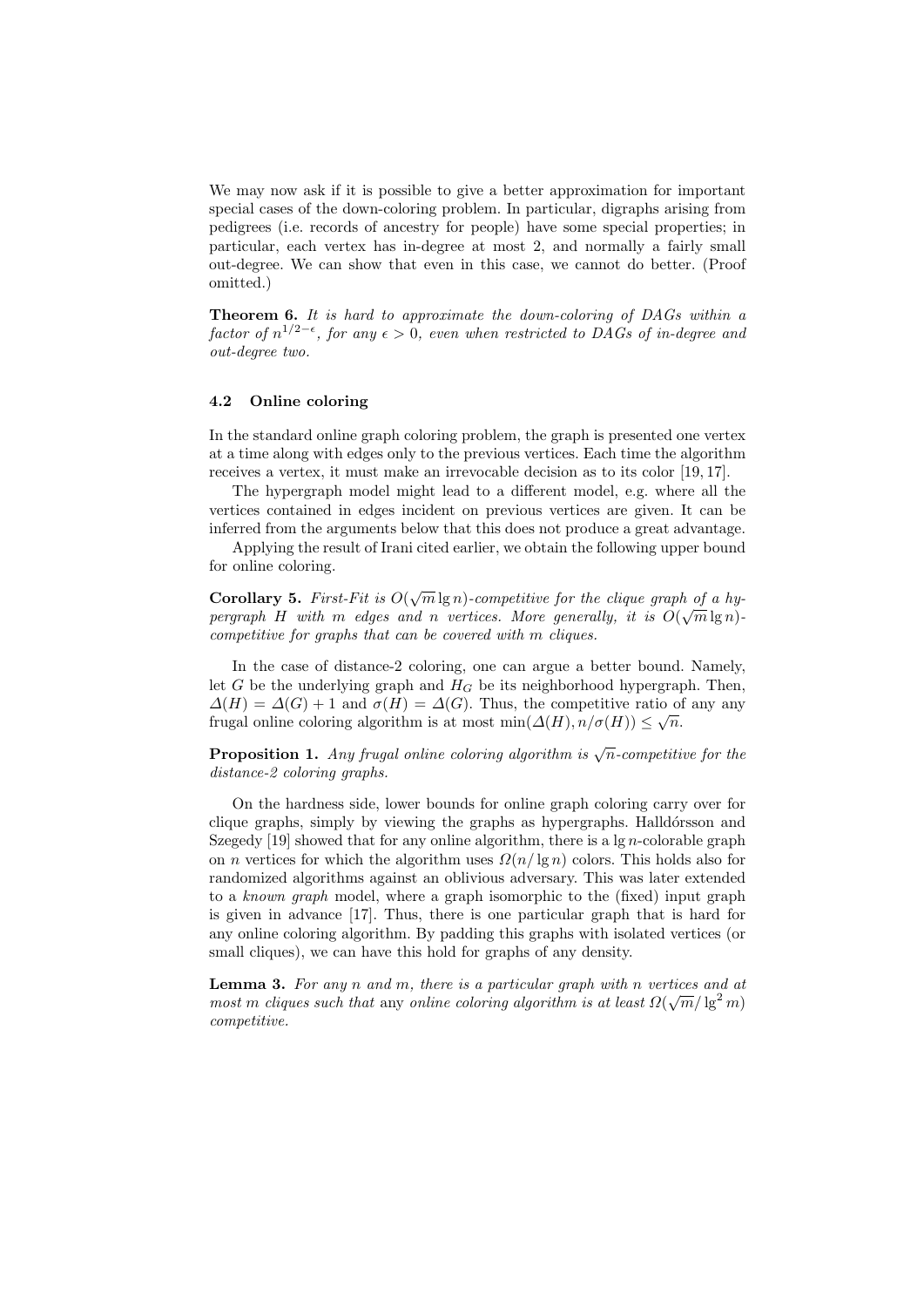We may now ask if it is possible to give a better approximation for important special cases of the down-coloring problem. In particular, digraphs arising from pedigrees (i.e. records of ancestry for people) have some special properties; in particular, each vertex has in-degree at most 2, and normally a fairly small out-degree. We can show that even in this case, we cannot do better. (Proof omitted.)

**Theorem 6.** *It is hard to approximate the down-coloring of DAGs within a factor of $n^{1/2-\epsilon}$, for any $\epsilon > 0$, even when restricted to DAGs of in-degree and out-degree two.*

### 4.2 Online coloring

In the standard online graph coloring problem, the graph is presented one vertex at a time along with edges only to the previous vertices. Each time the algorithm receives a vertex, it must make an irrevocable decision as to its color [19, 17].

The hypergraph model might lead to a different model, e.g. where all the vertices contained in edges incident on previous vertices are given. It can be inferred from the arguments below that this does not produce a great advantage.

Applying the result of Irani cited earlier, we obtain the following upper bound for online coloring.

**Corollary 5.** *First-Fit is $O(\sqrt{m} \lg n)$-competitive for the clique graph of a hypergraph $H$ with $m$ edges and $n$ vertices. More generally, it is $O(\sqrt{m} \lg n)$-competitive for graphs that can be covered with $m$ cliques.*

In the case of distance-2 coloring, one can argue a better bound. Namely, let $G$ be the underlying graph and $H_G$ be its neighborhood hypergraph. Then, $\Delta(H) = \Delta(G) + 1$ and $\sigma(H) = \Delta(G)$. Thus, the competitive ratio of any any frugal online coloring algorithm is at most $\min(\Delta(H), n/\sigma(H)) \leq \sqrt{n}$.

**Proposition 1.** *Any frugal online coloring algorithm is $\sqrt{n}$-competitive for the distance-2 coloring graphs.*

On the hardness side, lower bounds for online graph coloring carry over for clique graphs, simply by viewing the graphs as hypergraphs. Halldórsson and Szegedy [19] showed that for any online algorithm, there is a $\lg n$-colorable graph on $n$ vertices for which the algorithm uses $\Omega(n/\lg n)$ colors. This holds also for randomized algorithms against an oblivious adversary. This was later extended to a *known graph* model, where a graph isomorphic to the (fixed) input graph is given in advance [17]. Thus, there is one particular graph that is hard for any online coloring algorithm. By padding this graphs with isolated vertices (or small cliques), we can have this hold for graphs of any density.

**Lemma 3.** *For any $n$ and $m$, there is a particular graph with $n$ vertices and at most $m$ cliques such that* any *online coloring algorithm is at least $\Omega(\sqrt{m}/\lg^2 m)$ competitive.*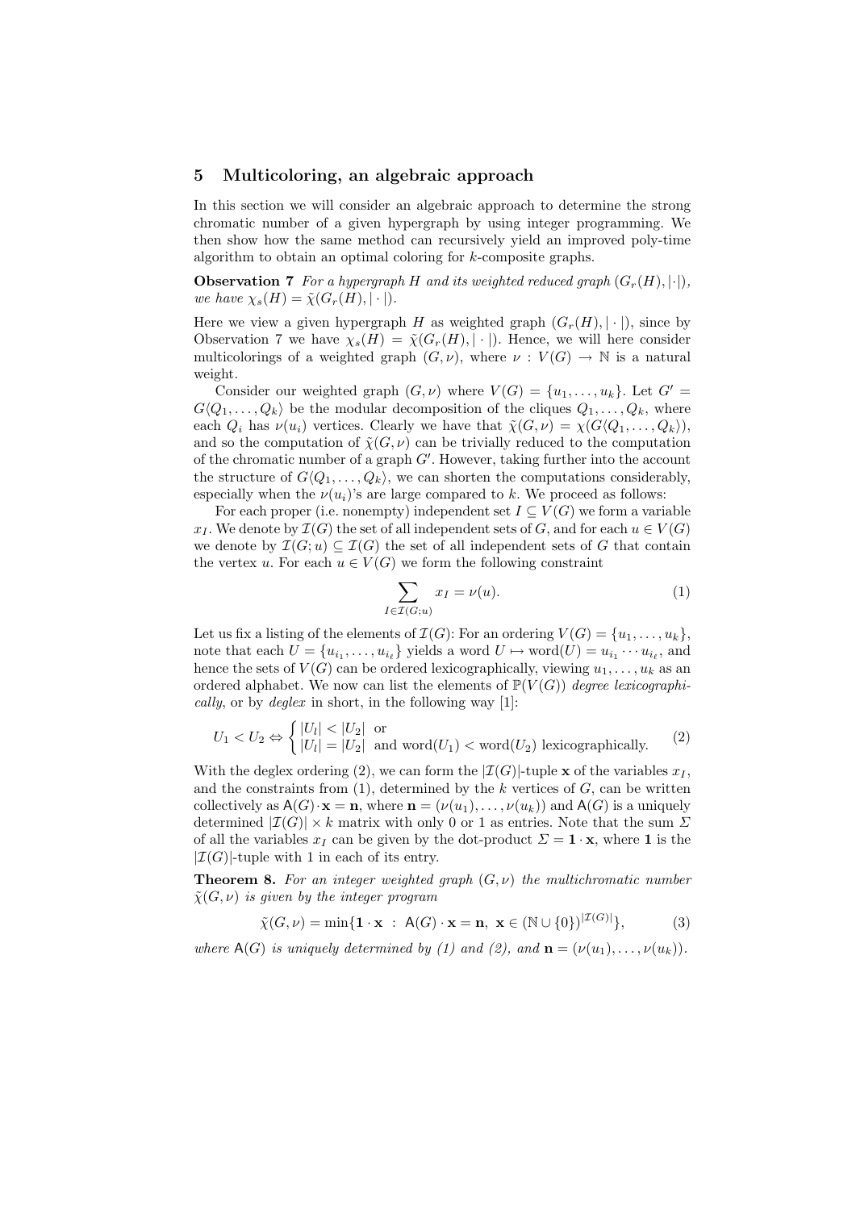## 5 Multicoloring, an algebraic approach

In this section we will consider an algebraic approach to determine the strong chromatic number of a given hypergraph by using integer programming. We then show how the same method can recursively yield an improved poly-time algorithm to obtain an optimal coloring for $k$-composite graphs.

**Observation 7** *For a hypergraph $H$ and its weighted reduced graph $(G_r(H), |\cdot|)$, we have $\chi_s(H) = \tilde{\chi}(G_r(H), |\cdot|)$.*

Here we view a given hypergraph $H$ as weighted graph $(G_r(H), |\cdot|)$, since by Observation 7 we have $\chi_s(H) = \tilde{\chi}(G_r(H), |\cdot|)$. Hence, we will here consider multicolorings of a weighted graph $(G, \nu)$, where $\nu : V(G) \to \mathbb{N}$ is a natural weight.

Consider our weighted graph $(G, \nu)$ where $V(G) = \{u_1, \ldots, u_k\}$. Let $G' = G\langle Q_1, \ldots, Q_k\rangle$ be the modular decomposition of the cliques $Q_1, \ldots, Q_k$, where each $Q_i$ has $\nu(u_i)$ vertices. Clearly we have that $\tilde{\chi}(G, \nu) = \chi(G\langle Q_1, \ldots, Q_k\rangle)$, and so the computation of $\tilde{\chi}(G, \nu)$ can be trivially reduced to the computation of the chromatic number of a graph $G'$. However, taking further into the account the structure of $G\langle Q_1, \ldots, Q_k\rangle$, we can shorten the computations considerably, especially when the $\nu(u_i)$'s are large compared to $k$. We proceed as follows:

For each proper (i.e. nonempty) independent set $I \subseteq V(G)$ we form a variable $x_I$. We denote by $\mathcal{I}(G)$ the set of all independent sets of $G$, and for each $u \in V(G)$ we denote by $\mathcal{I}(G; u) \subseteq \mathcal{I}(G)$ the set of all independent sets of $G$ that contain the vertex $u$. For each $u \in V(G)$ we form the following constraint

$$\sum_{I \in \mathcal{I}(G;u)} x_I = \nu(u). \tag{1}$$

Let us fix a listing of the elements of $\mathcal{I}(G)$: For an ordering $V(G) = \{u_1, \ldots, u_k\}$, note that each $U = \{u_{i_1}, \ldots, u_{i_\ell}\}$ yields a word $U \mapsto \mathrm{word}(U) = u_{i_1} \cdots u_{i_\ell}$, and hence the sets of $V(G)$ can be ordered lexicographically, viewing $u_1, \ldots, u_k$ as an ordered alphabet. We now can list the elements of $\mathbb{P}(V(G))$ *degree lexicographically*, or by *deglex* in short, in the following way [1]:

$$U_1 < U_2 \Leftrightarrow \begin{cases} |U_l| < |U_2| & \text{or} \\ |U_l| = |U_2| & \text{and word}(U_1) < \text{word}(U_2) \text{ lexicographically.} \end{cases} \tag{2}$$

With the deglex ordering (2), we can form the $|\mathcal{I}(G)|$-tuple $\mathbf{x}$ of the variables $x_I$, and the constraints from (1), determined by the $k$ vertices of $G$, can be written collectively as $\mathsf{A}(G)\cdot\mathbf{x} = \mathbf{n}$, where $\mathbf{n} = (\nu(u_1), \ldots, \nu(u_k))$ and $\mathsf{A}(G)$ is a uniquely determined $|\mathcal{I}(G)| \times k$ matrix with only 0 or 1 as entries. Note that the sum $\Sigma$ of all the variables $x_I$ can be given by the dot-product $\Sigma = \mathbf{1} \cdot \mathbf{x}$, where $\mathbf{1}$ is the $|\mathcal{I}(G)|$-tuple with 1 in each of its entry.

**Theorem 8.** *For an integer weighted graph $(G, \nu)$ the multichromatic number $\tilde{\chi}(G, \nu)$ is given by the integer program*

$$\tilde{\chi}(G, \nu) = \min\{\mathbf{1} \cdot \mathbf{x} \ : \ \mathsf{A}(G) \cdot \mathbf{x} = \mathbf{n}, \ \mathbf{x} \in (\mathbb{N} \cup \{0\})^{|\mathcal{I}(G)|}\}, \tag{3}$$

*where $\mathsf{A}(G)$ is uniquely determined by (1) and (2), and $\mathbf{n} = (\nu(u_1), \ldots, \nu(u_k))$.*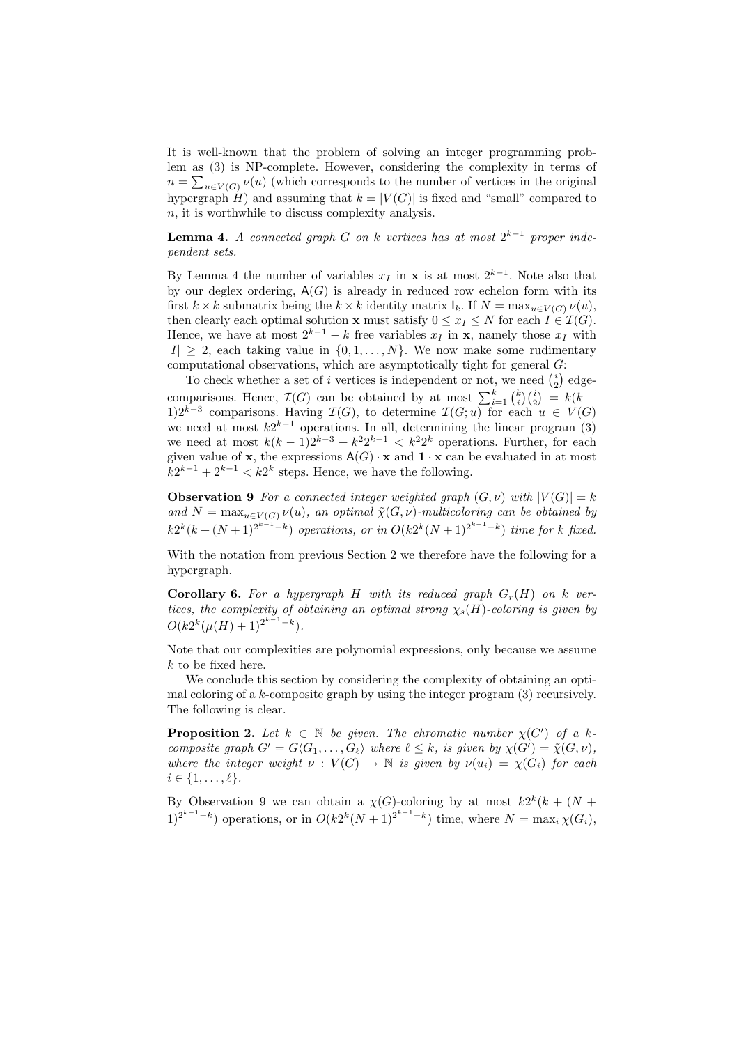It is well-known that the problem of solving an integer programming problem as (3) is NP-complete. However, considering the complexity in terms of $n = \sum_{u \in V(G)} \nu(u)$ (which corresponds to the number of vertices in the original hypergraph $H$) and assuming that $k = |V(G)|$ is fixed and "small" compared to $n$, it is worthwhile to discuss complexity analysis.

**Lemma 4.** *A connected graph $G$ on $k$ vertices has at most $2^{k-1}$ proper independent sets.*

By Lemma 4 the number of variables $x_I$ in $\mathbf{x}$ is at most $2^{k-1}$. Note also that by our deglex ordering, $\mathsf{A}(G)$ is already in reduced row echelon form with its first $k \times k$ submatrix being the $k \times k$ identity matrix $\mathsf{I}_k$. If $N = \max_{u \in V(G)} \nu(u)$, then clearly each optimal solution $\mathbf{x}$ must satisfy $0 \leq x_I \leq N$ for each $I \in \mathcal{I}(G)$. Hence, we have at most $2^{k-1} - k$ free variables $x_I$ in $\mathbf{x}$, namely those $x_I$ with $|I| \geq 2$, each taking value in $\{0, 1, \ldots, N\}$. We now make some rudimentary computational observations, which are asymptotically tight for general $G$:

To check whether a set of $i$ vertices is independent or not, we need $\binom{i}{2}$ edge-comparisons. Hence, $\mathcal{I}(G)$ can be obtained by at most $\sum_{i=1}^{k} \binom{k}{i}\binom{i}{2} = k(k-1)2^{k-3}$ comparisons. Having $\mathcal{I}(G)$, to determine $\mathcal{I}(G; u)$ for each $u \in V(G)$ we need at most $k2^{k-1}$ operations. In all, determining the linear program (3) we need at most $k(k-1)2^{k-3} + k^2 2^{k-1} < k^2 2^k$ operations. Further, for each given value of $\mathbf{x}$, the expressions $\mathsf{A}(G) \cdot \mathbf{x}$ and $\mathbf{1} \cdot \mathbf{x}$ can be evaluated in at most $k2^{k-1} + 2^{k-1} < k2^k$ steps. Hence, we have the following.

**Observation 9** *For a connected integer weighted graph $(G, \nu)$ with $|V(G)| = k$ and $N = \max_{u \in V(G)} \nu(u)$, an optimal $\tilde{\chi}(G, \nu)$-multicoloring can be obtained by $k2^k(k + (N+1)^{2^{k-1}-k})$ operations, or in $O(k2^k(N+1)^{2^{k-1}-k})$ time for $k$ fixed.*

With the notation from previous Section 2 we therefore have the following for a hypergraph.

**Corollary 6.** *For a hypergraph $H$ with its reduced graph $G_r(H)$ on $k$ vertices, the complexity of obtaining an optimal strong $\chi_s(H)$-coloring is given by $O(k2^k(\mu(H)+1)^{2^{k-1}-k})$.*

Note that our complexities are polynomial expressions, only because we assume $k$ to be fixed here.

We conclude this section by considering the complexity of obtaining an optimal coloring of a $k$-composite graph by using the integer program (3) recursively. The following is clear.

**Proposition 2.** *Let $k \in \mathbb{N}$ be given. The chromatic number $\chi(G')$ of a $k$-composite graph $G' = G\langle G_1, \ldots, G_\ell \rangle$ where $\ell \leq k$, is given by $\chi(G') = \tilde{\chi}(G, \nu)$, where the integer weight $\nu : V(G) \to \mathbb{N}$ is given by $\nu(u_i) = \chi(G_i)$ for each $i \in \{1, \ldots, \ell\}$.*

By Observation 9 we can obtain a $\chi(G)$-coloring by at most $k2^k(k + (N+1)^{2^{k-1}-k})$ operations, or in $O(k2^k(N+1)^{2^{k-1}-k})$ time, where $N = \max_i \chi(G_i)$,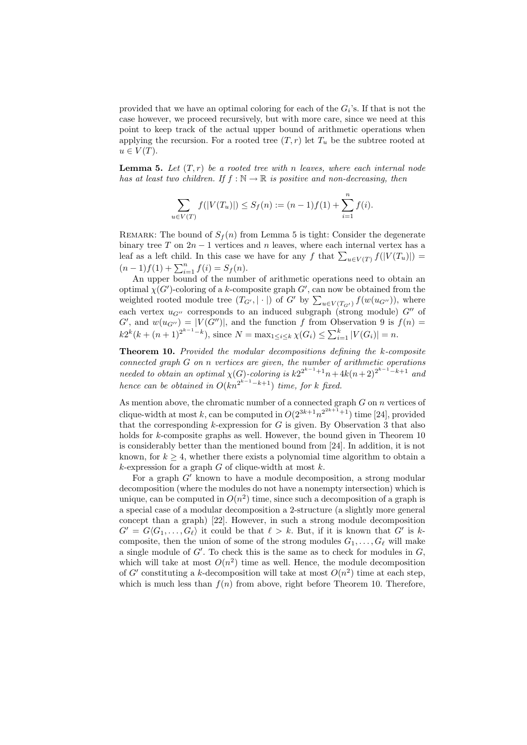provided that we have an optimal coloring for each of the $G_i$'s. If that is not the case however, we proceed recursively, but with more care, since we need at this point to keep track of the actual upper bound of arithmetic operations when applying the recursion. For a rooted tree $(T, r)$ let $T_u$ be the subtree rooted at $u \in V(T)$.

**Lemma 5.** *Let $(T, r)$ be a rooted tree with $n$ leaves, where each internal node has at least two children. If $f : \mathbb{N} \to \mathbb{R}$ is positive and non-decreasing, then*

$$\sum_{u \in V(T)} f(|V(T_u)|) \leq S_f(n) := (n-1)f(1) + \sum_{i=1}^{n} f(i).$$

Remark: The bound of $S_f(n)$ from Lemma 5 is tight: Consider the degenerate binary tree $T$ on $2n-1$ vertices and $n$ leaves, where each internal vertex has a leaf as a left child. In this case we have for any $f$ that $\sum_{u \in V(T)} f(|V(T_u)|) = (n-1)f(1) + \sum_{i=1}^{n} f(i) = S_f(n)$.

An upper bound of the number of arithmetic operations need to obtain an optimal $\chi(G')$-coloring of a $k$-composite graph $G'$, can now be obtained from the weighted rooted module tree $(T_{G'}, |\cdot|)$ of $G'$ by $\sum_{u \in V(T_{G'})} f(w(u_{G''}))$, where each vertex $u_{G''}$ corresponds to an induced subgraph (strong module) $G''$ of $G'$, and $w(u_{G''}) = |V(G'')|$, and the function $f$ from Observation 9 is $f(n) = k2^k(k + (n+1)^{2^{k-1}-k})$, since $N = \max_{1 \leq i \leq k} \chi(G_i) \leq \sum_{i=1}^{k} |V(G_i)| = n$.

**Theorem 10.** *Provided the modular decompositions defining the $k$-composite connected graph $G$ on $n$ vertices are given, the number of arithmetic operations needed to obtain an optimal $\chi(G)$-coloring is $k2^{2^{k-1}+1}n + 4k(n+2)^{2^{k-1}-k+1}$ and hence can be obtained in $O(kn^{2^{k-1}-k+1})$ time, for $k$ fixed.*

As mention above, the chromatic number of a connected graph $G$ on $n$ vertices of clique-width at most $k$, can be computed in $O(2^{3k+1}n^{2^{2k+1}+1})$ time [24], provided that the corresponding $k$-expression for $G$ is given. By Observation 3 that also holds for $k$-composite graphs as well. However, the bound given in Theorem 10 is considerably better than the mentioned bound from [24]. In addition, it is not known, for $k \geq 4$, whether there exists a polynomial time algorithm to obtain a $k$-expression for a graph $G$ of clique-width at most $k$.

For a graph $G'$ known to have a module decomposition, a strong modular decomposition (where the modules do not have a nonempty intersection) which is unique, can be computed in $O(n^2)$ time, since such a decomposition of a graph is a special case of a modular decomposition a 2-structure (a slightly more general concept than a graph) [22]. However, in such a strong module decomposition $G' = G\langle G_1, \ldots, G_\ell \rangle$ it could be that $\ell > k$. But, if it is known that $G'$ is $k$-composite, then the union of some of the strong modules $G_1, \ldots, G_\ell$ will make a single module of $G'$. To check this is the same as to check for modules in $G$, which will take at most $O(n^2)$ time as well. Hence, the module decomposition of $G'$ constituting a $k$-decomposition will take at most $O(n^2)$ time at each step, which is much less than $f(n)$ from above, right before Theorem 10. Therefore,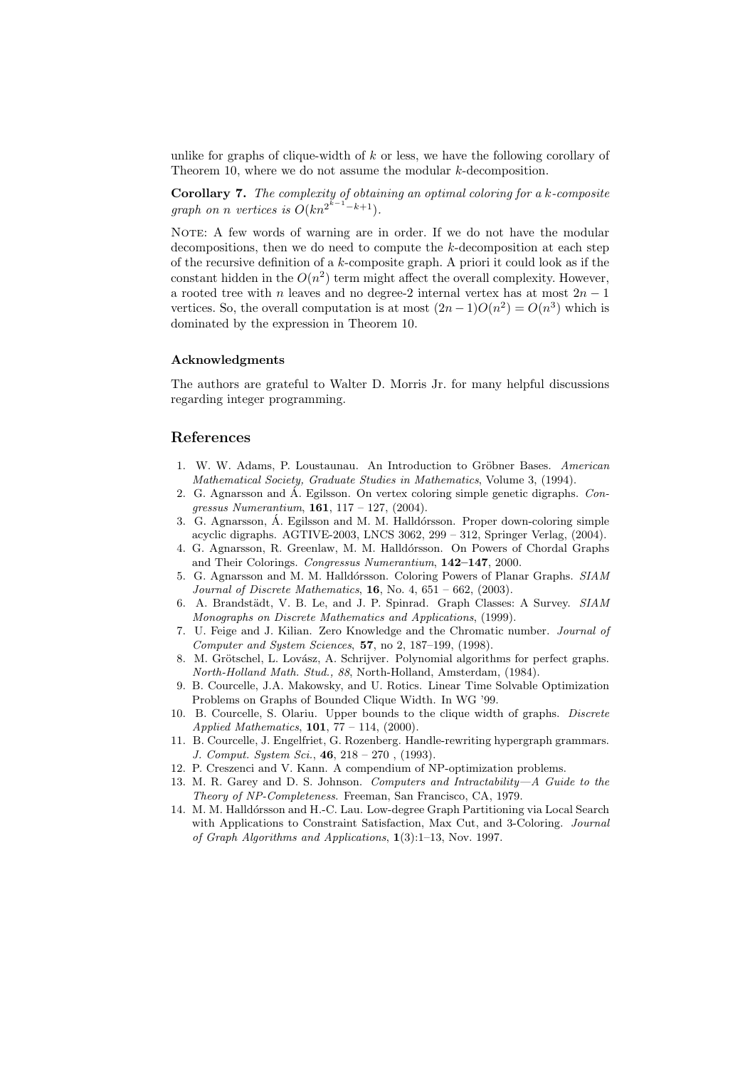unlike for graphs of clique-width of $k$ or less, we have the following corollary of Theorem 10, where we do not assume the modular $k$-decomposition.

**Corollary 7.** *The complexity of obtaining an optimal coloring for a $k$-composite graph on $n$ vertices is $O(kn^{2^{k-1}-k+1})$.*

NOTE: A few words of warning are in order. If we do not have the modular decompositions, then we do need to compute the $k$-decomposition at each step of the recursive definition of a $k$-composite graph. A priori it could look as if the constant hidden in the $O(n^2)$ term might affect the overall complexity. However, a rooted tree with $n$ leaves and no degree-2 internal vertex has at most $2n-1$ vertices. So, the overall computation is at most $(2n-1)O(n^2) = O(n^3)$ which is dominated by the expression in Theorem 10.

### Acknowledgments

The authors are grateful to Walter D. Morris Jr. for many helpful discussions regarding integer programming.

## References

1. W. W. Adams, P. Loustaunau. An Introduction to Gröbner Bases. *American Mathematical Society, Graduate Studies in Mathematics*, Volume 3, (1994).
2. G. Agnarsson and Á. Egilsson. On vertex coloring simple genetic digraphs. *Congressus Numerantium*, **161**, 117 – 127, (2004).
3. G. Agnarsson, Á. Egilsson and M. M. Halldórsson. Proper down-coloring simple acyclic digraphs. AGTIVE-2003, LNCS 3062, 299 – 312, Springer Verlag, (2004).
4. G. Agnarsson, R. Greenlaw, M. M. Halldórsson. On Powers of Chordal Graphs and Their Colorings. *Congressus Numerantium*, **142–147**, 2000.
5. G. Agnarsson and M. M. Halldórsson. Coloring Powers of Planar Graphs. *SIAM Journal of Discrete Mathematics*, **16**, No. 4, 651 – 662, (2003).
6. A. Brandstädt, V. B. Le, and J. P. Spinrad. Graph Classes: A Survey. *SIAM Monographs on Discrete Mathematics and Applications*, (1999).
7. U. Feige and J. Kilian. Zero Knowledge and the Chromatic number. *Journal of Computer and System Sciences*, **57**, no 2, 187–199, (1998).
8. M. Grötschel, L. Lovász, A. Schrijver. Polynomial algorithms for perfect graphs. *North-Holland Math. Stud., 88*, North-Holland, Amsterdam, (1984).
9. B. Courcelle, J.A. Makowsky, and U. Rotics. Linear Time Solvable Optimization Problems on Graphs of Bounded Clique Width. In WG '99.
10. B. Courcelle, S. Olariu. Upper bounds to the clique width of graphs. *Discrete Applied Mathematics*, **101**, 77 – 114, (2000).
11. B. Courcelle, J. Engelfriet, G. Rozenberg. Handle-rewriting hypergraph grammars. *J. Comput. System Sci.*, **46**, 218 – 270 , (1993).
12. P. Creszenci and V. Kann. A compendium of NP-optimization problems.
13. M. R. Garey and D. S. Johnson. *Computers and Intractability—A Guide to the Theory of NP-Completeness.* Freeman, San Francisco, CA, 1979.
14. M. M. Halldórsson and H.-C. Lau. Low-degree Graph Partitioning via Local Search with Applications to Constraint Satisfaction, Max Cut, and 3-Coloring. *Journal of Graph Algorithms and Applications*, **1**(3):1–13, Nov. 1997.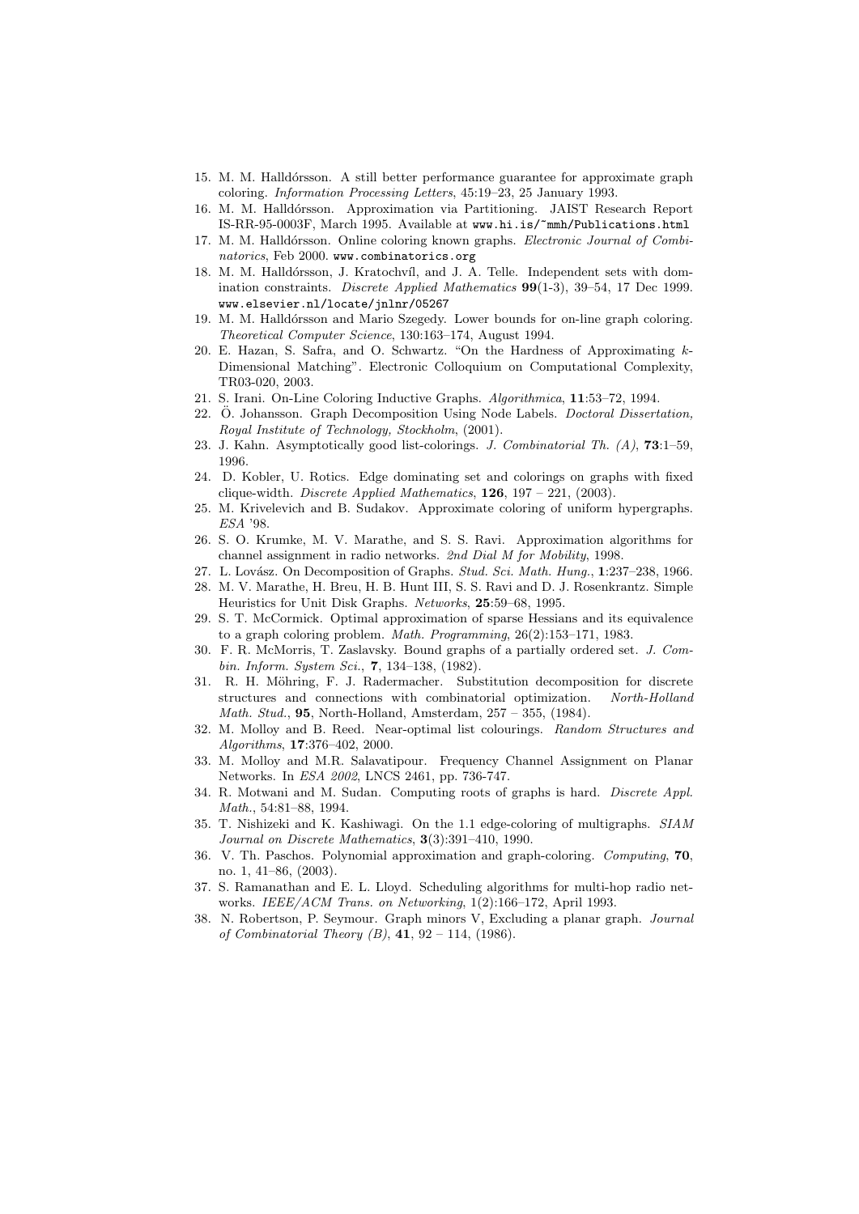15. M. M. Halldórsson. A still better performance guarantee for approximate graph coloring. *Information Processing Letters*, 45:19–23, 25 January 1993.
16. M. M. Halldórsson. Approximation via Partitioning. JAIST Research Report IS-RR-95-0003F, March 1995. Available at `www.hi.is/~mmh/Publications.html`
17. M. M. Halldórsson. Online coloring known graphs. *Electronic Journal of Combinatorics*, Feb 2000. `www.combinatorics.org`
18. M. M. Halldórsson, J. Kratochvíl, and J. A. Telle. Independent sets with domination constraints. *Discrete Applied Mathematics* **99**(1-3), 39–54, 17 Dec 1999. `www.elsevier.nl/locate/jnlnr/05267`
19. M. M. Halldórsson and Mario Szegedy. Lower bounds for on-line graph coloring. *Theoretical Computer Science*, 130:163–174, August 1994.
20. E. Hazan, S. Safra, and O. Schwartz. "On the Hardness of Approximating $k$-Dimensional Matching". Electronic Colloquium on Computational Complexity, TR03-020, 2003.
21. S. Irani. On-Line Coloring Inductive Graphs. *Algorithmica*, **11**:53–72, 1994.
22. Ö. Johansson. Graph Decomposition Using Node Labels. *Doctoral Dissertation, Royal Institute of Technology, Stockholm*, (2001).
23. J. Kahn. Asymptotically good list-colorings. *J. Combinatorial Th. (A)*, **73**:1–59, 1996.
24. D. Kobler, U. Rotics. Edge dominating set and colorings on graphs with fixed clique-width. *Discrete Applied Mathematics*, **126**, 197 – 221, (2003).
25. M. Krivelevich and B. Sudakov. Approximate coloring of uniform hypergraphs. *ESA '98*.
26. S. O. Krumke, M. V. Marathe, and S. S. Ravi. Approximation algorithms for channel assignment in radio networks. *2nd Dial M for Mobility*, 1998.
27. L. Lovász. On Decomposition of Graphs. *Stud. Sci. Math. Hung.*, **1**:237–238, 1966.
28. M. V. Marathe, H. Breu, H. B. Hunt III, S. S. Ravi and D. J. Rosenkrantz. Simple Heuristics for Unit Disk Graphs. *Networks*, **25**:59–68, 1995.
29. S. T. McCormick. Optimal approximation of sparse Hessians and its equivalence to a graph coloring problem. *Math. Programming*, 26(2):153–171, 1983.
30. F. R. McMorris, T. Zaslavsky. Bound graphs of a partially ordered set. *J. Combin. Inform. System Sci.*, **7**, 134–138, (1982).
31. R. H. Möhring, F. J. Radermacher. Substitution decomposition for discrete structures and connections with combinatorial optimization. *North-Holland Math. Stud.*, **95**, North-Holland, Amsterdam, 257 – 355, (1984).
32. M. Molloy and B. Reed. Near-optimal list colourings. *Random Structures and Algorithms*, **17**:376–402, 2000.
33. M. Molloy and M.R. Salavatipour. Frequency Channel Assignment on Planar Networks. In *ESA 2002*, LNCS 2461, pp. 736-747.
34. R. Motwani and M. Sudan. Computing roots of graphs is hard. *Discrete Appl. Math.*, 54:81–88, 1994.
35. T. Nishizeki and K. Kashiwagi. On the 1.1 edge-coloring of multigraphs. *SIAM Journal on Discrete Mathematics*, **3**(3):391–410, 1990.
36. V. Th. Paschos. Polynomial approximation and graph-coloring. *Computing*, **70**, no. 1, 41–86, (2003).
37. S. Ramanathan and E. L. Lloyd. Scheduling algorithms for multi-hop radio networks. *IEEE/ACM Trans. on Networking*, 1(2):166–172, April 1993.
38. N. Robertson, P. Seymour. Graph minors V, Excluding a planar graph. *Journal of Combinatorial Theory (B)*, **41**, 92 – 114, (1986).